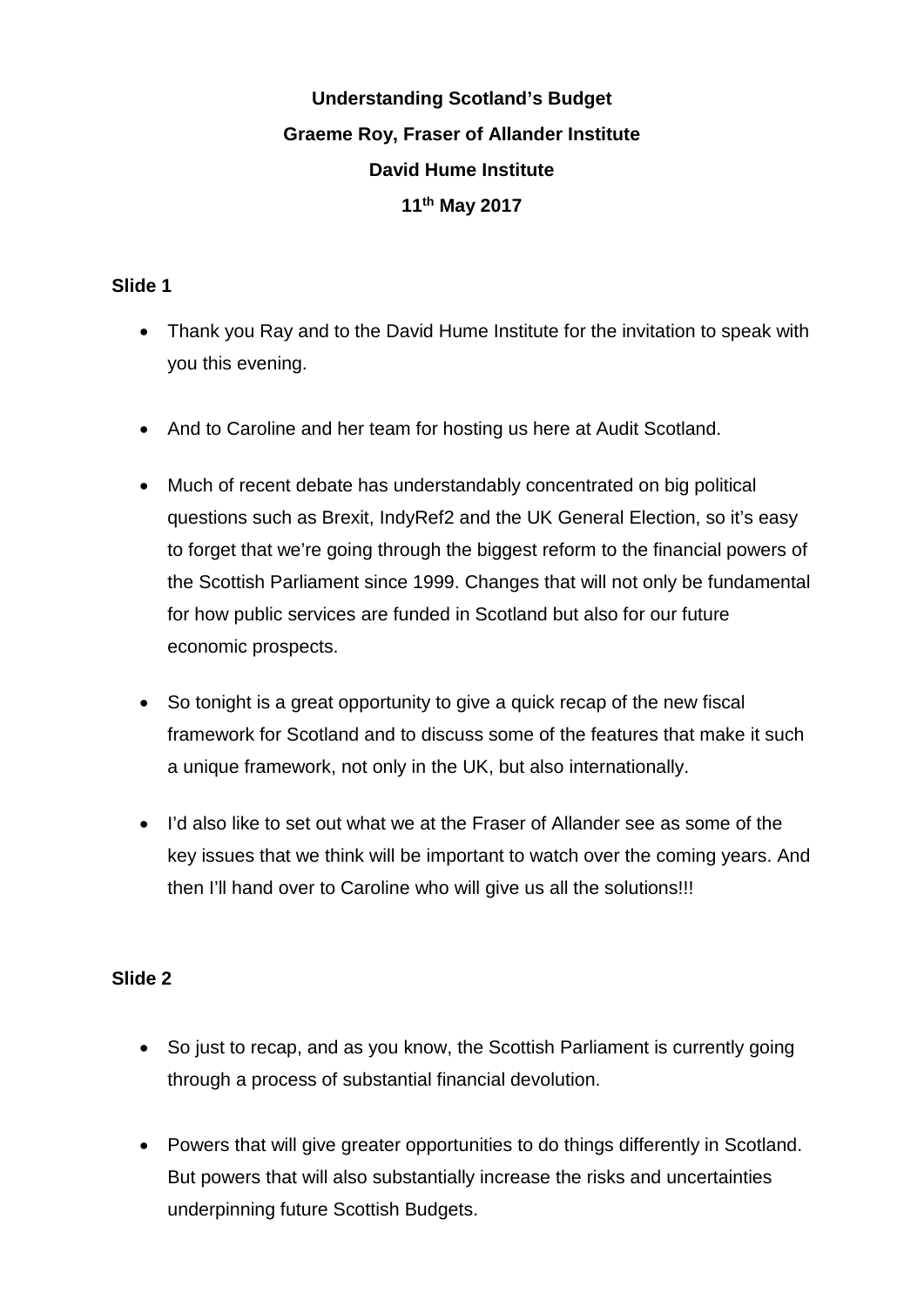# Understanding Scotland's Budget

**Graeme Roy, Fraser of Allander Institute**

**David Hume Institute**

**11th May 2017**

### Slide 1

- Thank you Ray and to the David Hume Institute for the invitation to speak with you this evening.

- And to Caroline and her team for hosting us here at Audit Scotland.

- Much of recent debate has understandably concentrated on big political questions such as Brexit, IndyRef2 and the UK General Election, so it's easy to forget that we're going through the biggest reform to the financial powers of the Scottish Parliament since 1999. Changes that will not only be fundamental for how public services are funded in Scotland but also for our future economic prospects.

- So tonight is a great opportunity to give a quick recap of the new fiscal framework for Scotland and to discuss some of the features that make it such a unique framework, not only in the UK, but also internationally.

- I'd also like to set out what we at the Fraser of Allander see as some of the key issues that we think will be important to watch over the coming years. And then I'll hand over to Caroline who will give us all the solutions!!!

### Slide 2

- So just to recap, and as you know, the Scottish Parliament is currently going through a process of substantial financial devolution.

- Powers that will give greater opportunities to do things differently in Scotland. But powers that will also substantially increase the risks and uncertainties underpinning future Scottish Budgets.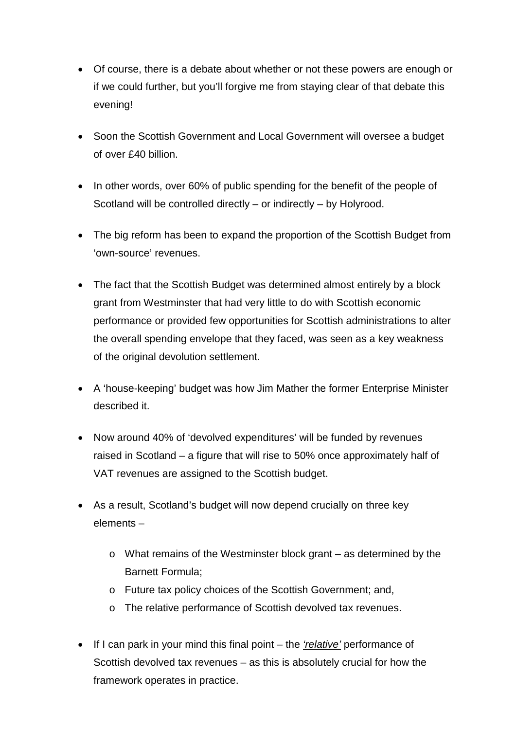- Of course, there is a debate about whether or not these powers are enough or if we could further, but you'll forgive me from staying clear of that debate this evening!

- Soon the Scottish Government and Local Government will oversee a budget of over £40 billion.

- In other words, over 60% of public spending for the benefit of the people of Scotland will be controlled directly – or indirectly – by Holyrood.

- The big reform has been to expand the proportion of the Scottish Budget from 'own-source' revenues.

- The fact that the Scottish Budget was determined almost entirely by a block grant from Westminster that had very little to do with Scottish economic performance or provided few opportunities for Scottish administrations to alter the overall spending envelope that they faced, was seen as a key weakness of the original devolution settlement.

- A 'house-keeping' budget was how Jim Mather the former Enterprise Minister described it.

- Now around 40% of 'devolved expenditures' will be funded by revenues raised in Scotland – a figure that will rise to 50% once approximately half of VAT revenues are assigned to the Scottish budget.

- As a result, Scotland's budget will now depend crucially on three key elements –
  - What remains of the Westminster block grant – as determined by the Barnett Formula;
  - Future tax policy choices of the Scottish Government; and,
  - The relative performance of Scottish devolved tax revenues.

- If I can park in your mind this final point – the ***'relative'*** performance of Scottish devolved tax revenues – as this is absolutely crucial for how the framework operates in practice.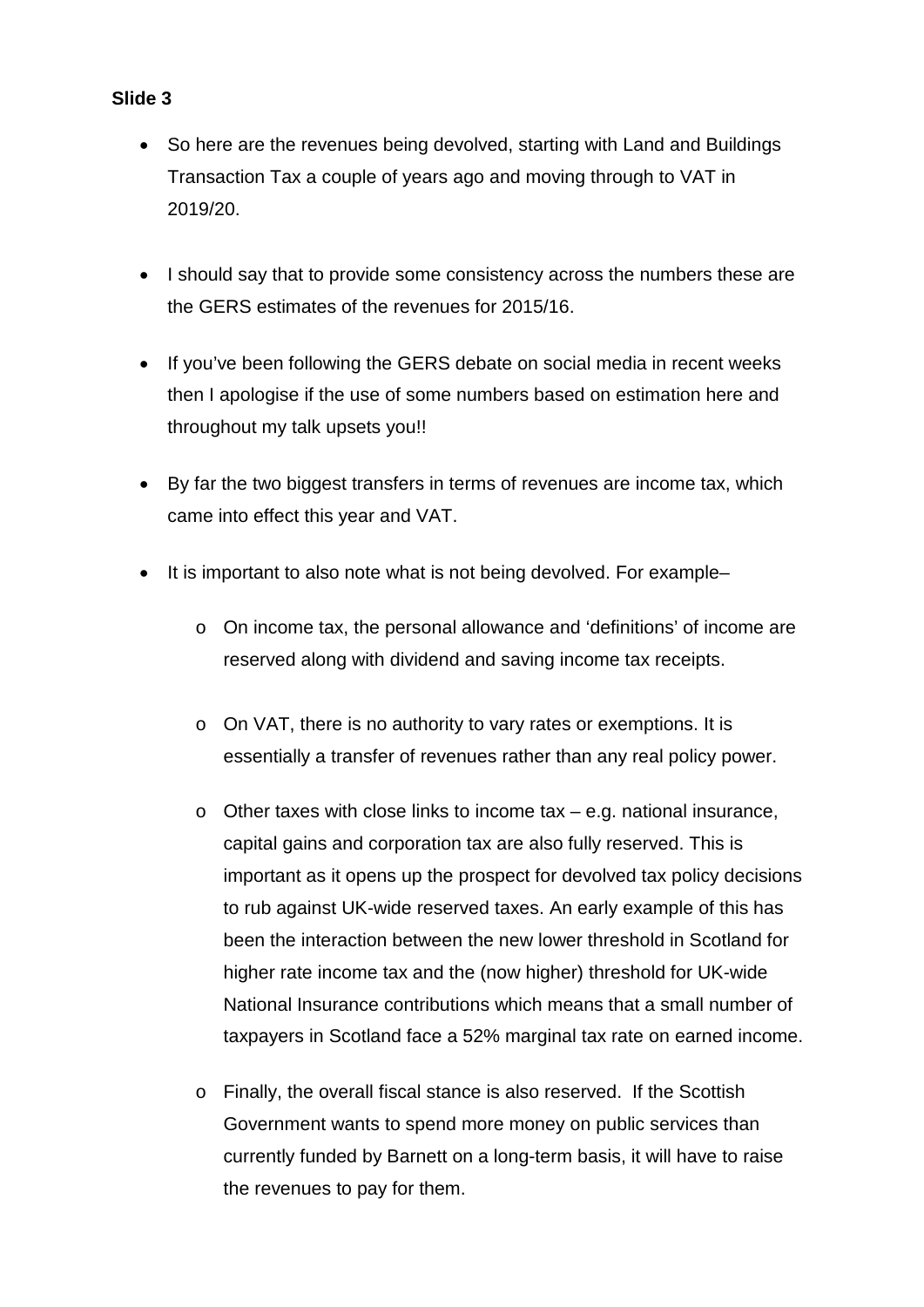**Slide 3**

- So here are the revenues being devolved, starting with Land and Buildings Transaction Tax a couple of years ago and moving through to VAT in 2019/20.
- I should say that to provide some consistency across the numbers these are the GERS estimates of the revenues for 2015/16.
- If you've been following the GERS debate on social media in recent weeks then I apologise if the use of some numbers based on estimation here and throughout my talk upsets you!!
- By far the two biggest transfers in terms of revenues are income tax, which came into effect this year and VAT.
- It is important to also note what is not being devolved. For example–
  - On income tax, the personal allowance and 'definitions' of income are reserved along with dividend and saving income tax receipts.
  - On VAT, there is no authority to vary rates or exemptions. It is essentially a transfer of revenues rather than any real policy power.
  - Other taxes with close links to income tax – e.g. national insurance, capital gains and corporation tax are also fully reserved. This is important as it opens up the prospect for devolved tax policy decisions to rub against UK-wide reserved taxes. An early example of this has been the interaction between the new lower threshold in Scotland for higher rate income tax and the (now higher) threshold for UK-wide National Insurance contributions which means that a small number of taxpayers in Scotland face a 52% marginal tax rate on earned income.
  - Finally, the overall fiscal stance is also reserved. If the Scottish Government wants to spend more money on public services than currently funded by Barnett on a long-term basis, it will have to raise the revenues to pay for them.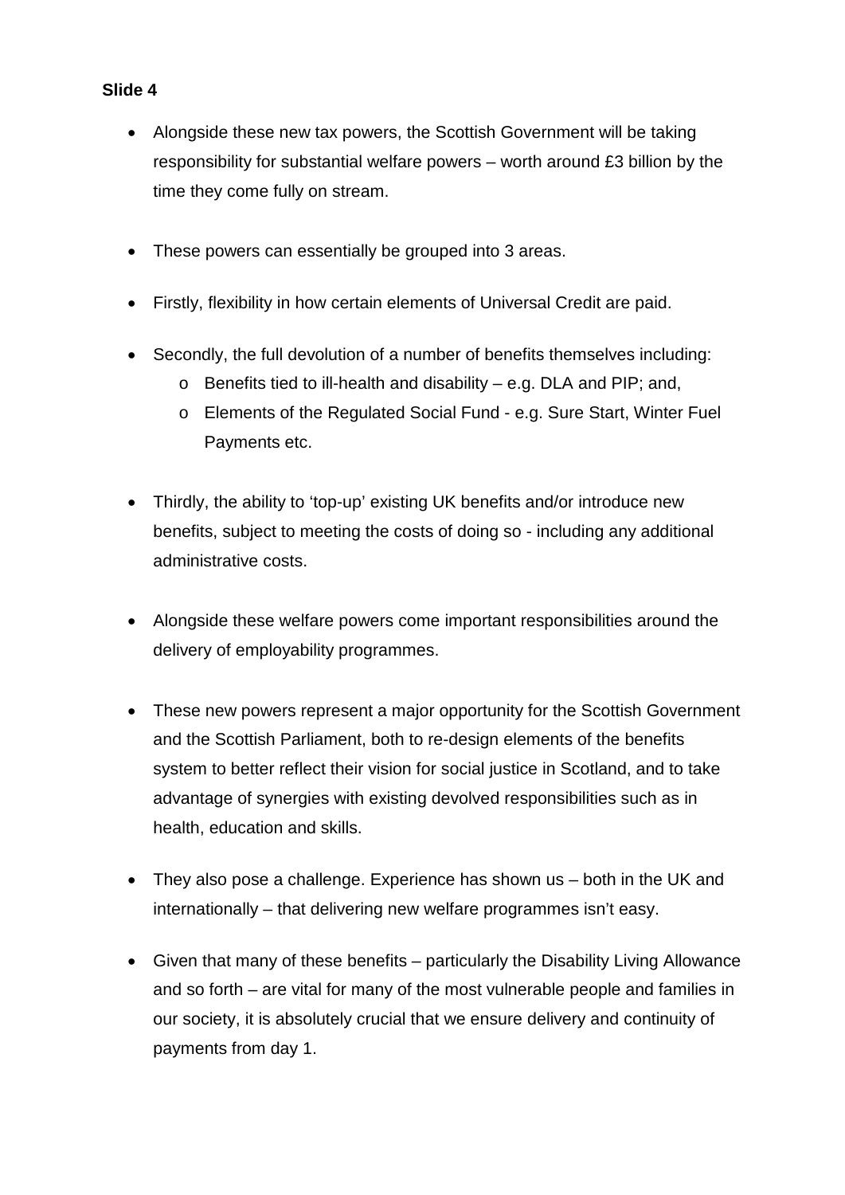**Slide 4**

- Alongside these new tax powers, the Scottish Government will be taking responsibility for substantial welfare powers – worth around £3 billion by the time they come fully on stream.

- These powers can essentially be grouped into 3 areas.

- Firstly, flexibility in how certain elements of Universal Credit are paid.

- Secondly, the full devolution of a number of benefits themselves including:
  - Benefits tied to ill-health and disability – e.g. DLA and PIP; and,
  - Elements of the Regulated Social Fund - e.g. Sure Start, Winter Fuel Payments etc.

- Thirdly, the ability to 'top-up' existing UK benefits and/or introduce new benefits, subject to meeting the costs of doing so - including any additional administrative costs.

- Alongside these welfare powers come important responsibilities around the delivery of employability programmes.

- These new powers represent a major opportunity for the Scottish Government and the Scottish Parliament, both to re-design elements of the benefits system to better reflect their vision for social justice in Scotland, and to take advantage of synergies with existing devolved responsibilities such as in health, education and skills.

- They also pose a challenge. Experience has shown us – both in the UK and internationally – that delivering new welfare programmes isn't easy.

- Given that many of these benefits – particularly the Disability Living Allowance and so forth – are vital for many of the most vulnerable people and families in our society, it is absolutely crucial that we ensure delivery and continuity of payments from day 1.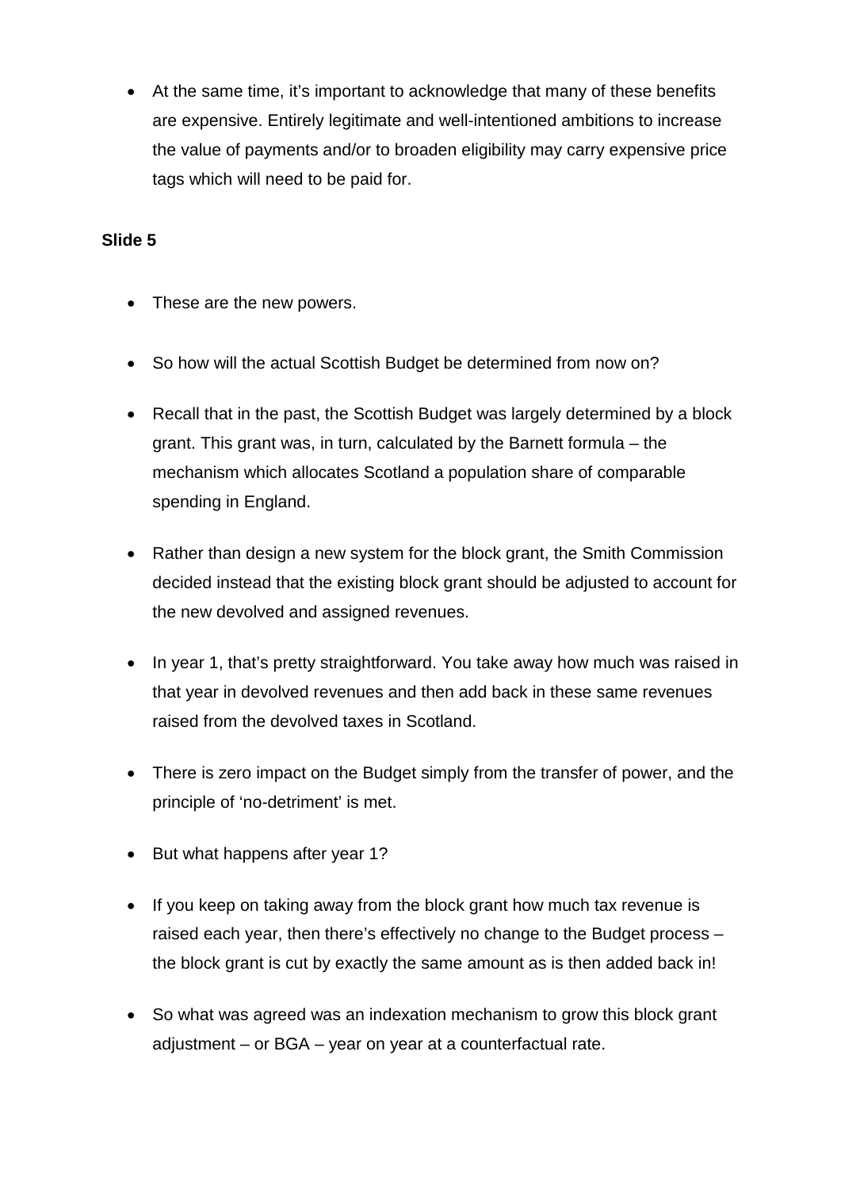- At the same time, it's important to acknowledge that many of these benefits are expensive. Entirely legitimate and well-intentioned ambitions to increase the value of payments and/or to broaden eligibility may carry expensive price tags which will need to be paid for.

**Slide 5**

- These are the new powers.

- So how will the actual Scottish Budget be determined from now on?

- Recall that in the past, the Scottish Budget was largely determined by a block grant. This grant was, in turn, calculated by the Barnett formula – the mechanism which allocates Scotland a population share of comparable spending in England.

- Rather than design a new system for the block grant, the Smith Commission decided instead that the existing block grant should be adjusted to account for the new devolved and assigned revenues.

- In year 1, that's pretty straightforward. You take away how much was raised in that year in devolved revenues and then add back in these same revenues raised from the devolved taxes in Scotland.

- There is zero impact on the Budget simply from the transfer of power, and the principle of 'no-detriment' is met.

- But what happens after year 1?

- If you keep on taking away from the block grant how much tax revenue is raised each year, then there's effectively no change to the Budget process – the block grant is cut by exactly the same amount as is then added back in!

- So what was agreed was an indexation mechanism to grow this block grant adjustment – or BGA – year on year at a counterfactual rate.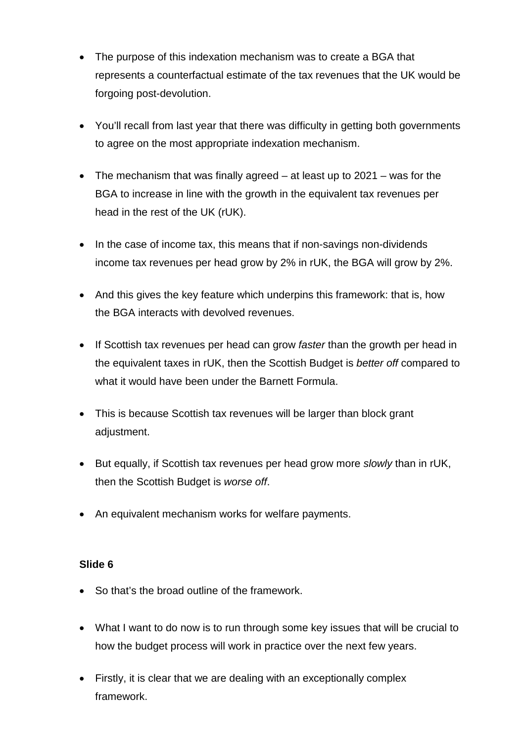- The purpose of this indexation mechanism was to create a BGA that represents a counterfactual estimate of the tax revenues that the UK would be forgoing post-devolution.

- You'll recall from last year that there was difficulty in getting both governments to agree on the most appropriate indexation mechanism.

- The mechanism that was finally agreed – at least up to 2021 – was for the BGA to increase in line with the growth in the equivalent tax revenues per head in the rest of the UK (rUK).

- In the case of income tax, this means that if non-savings non-dividends income tax revenues per head grow by 2% in rUK, the BGA will grow by 2%.

- And this gives the key feature which underpins this framework: that is, how the BGA interacts with devolved revenues.

- If Scottish tax revenues per head can grow *faster* than the growth per head in the equivalent taxes in rUK, then the Scottish Budget is *better off* compared to what it would have been under the Barnett Formula.

- This is because Scottish tax revenues will be larger than block grant adjustment.

- But equally, if Scottish tax revenues per head grow more *slowly* than in rUK, then the Scottish Budget is *worse off*.

- An equivalent mechanism works for welfare payments.

**Slide 6**

- So that's the broad outline of the framework.

- What I want to do now is to run through some key issues that will be crucial to how the budget process will work in practice over the next few years.

- Firstly, it is clear that we are dealing with an exceptionally complex framework.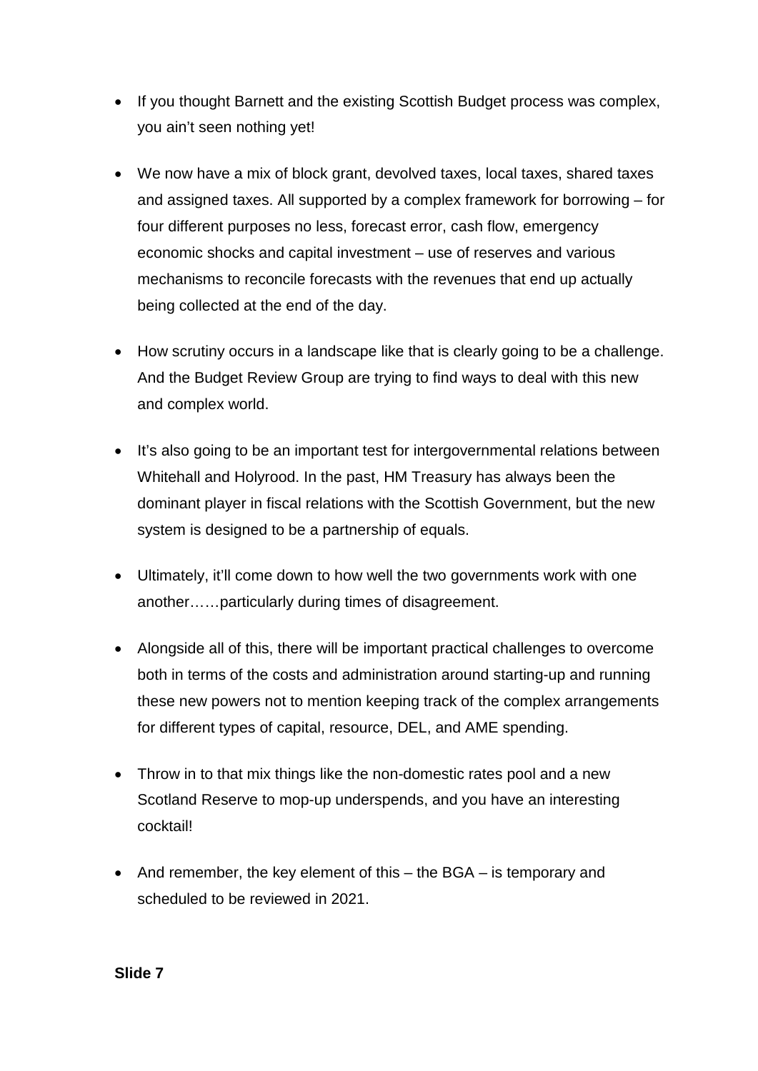- If you thought Barnett and the existing Scottish Budget process was complex, you ain't seen nothing yet!

- We now have a mix of block grant, devolved taxes, local taxes, shared taxes and assigned taxes. All supported by a complex framework for borrowing – for four different purposes no less, forecast error, cash flow, emergency economic shocks and capital investment – use of reserves and various mechanisms to reconcile forecasts with the revenues that end up actually being collected at the end of the day.

- How scrutiny occurs in a landscape like that is clearly going to be a challenge. And the Budget Review Group are trying to find ways to deal with this new and complex world.

- It's also going to be an important test for intergovernmental relations between Whitehall and Holyrood. In the past, HM Treasury has always been the dominant player in fiscal relations with the Scottish Government, but the new system is designed to be a partnership of equals.

- Ultimately, it'll come down to how well the two governments work with one another……particularly during times of disagreement.

- Alongside all of this, there will be important practical challenges to overcome both in terms of the costs and administration around starting-up and running these new powers not to mention keeping track of the complex arrangements for different types of capital, resource, DEL, and AME spending.

- Throw in to that mix things like the non-domestic rates pool and a new Scotland Reserve to mop-up underspends, and you have an interesting cocktail!

- And remember, the key element of this – the BGA – is temporary and scheduled to be reviewed in 2021.

**Slide 7**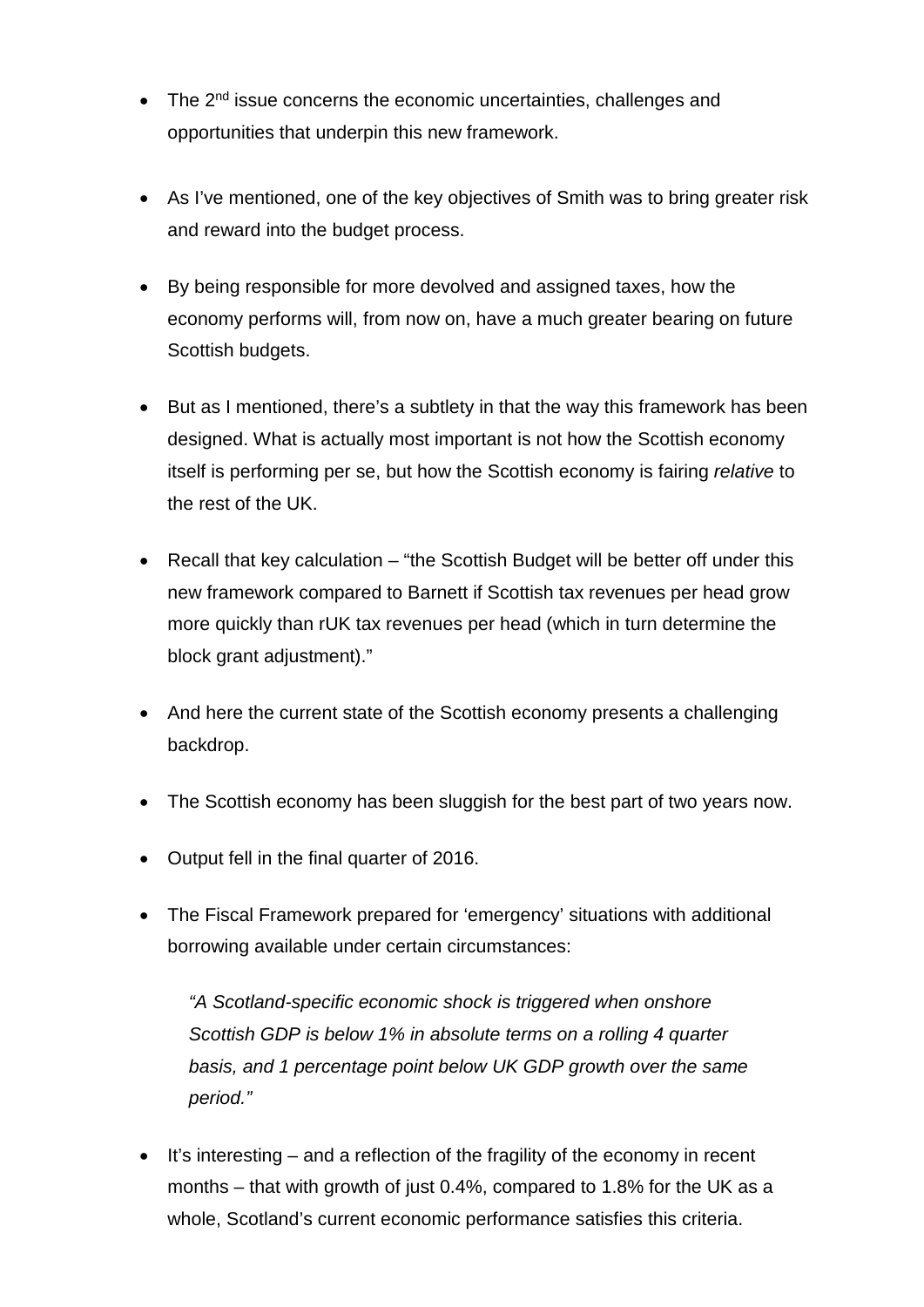- The 2nd issue concerns the economic uncertainties, challenges and opportunities that underpin this new framework.

- As I've mentioned, one of the key objectives of Smith was to bring greater risk and reward into the budget process.

- By being responsible for more devolved and assigned taxes, how the economy performs will, from now on, have a much greater bearing on future Scottish budgets.

- But as I mentioned, there's a subtlety in that the way this framework has been designed. What is actually most important is not how the Scottish economy itself is performing per se, but how the Scottish economy is fairing *relative* to the rest of the UK.

- Recall that key calculation – "the Scottish Budget will be better off under this new framework compared to Barnett if Scottish tax revenues per head grow more quickly than rUK tax revenues per head (which in turn determine the block grant adjustment)."

- And here the current state of the Scottish economy presents a challenging backdrop.

- The Scottish economy has been sluggish for the best part of two years now.

- Output fell in the final quarter of 2016.

- The Fiscal Framework prepared for 'emergency' situations with additional borrowing available under certain circumstances:

  *"A Scotland-specific economic shock is triggered when onshore Scottish GDP is below 1% in absolute terms on a rolling 4 quarter basis, and 1 percentage point below UK GDP growth over the same period."*

- It's interesting – and a reflection of the fragility of the economy in recent months – that with growth of just 0.4%, compared to 1.8% for the UK as a whole, Scotland's current economic performance satisfies this criteria.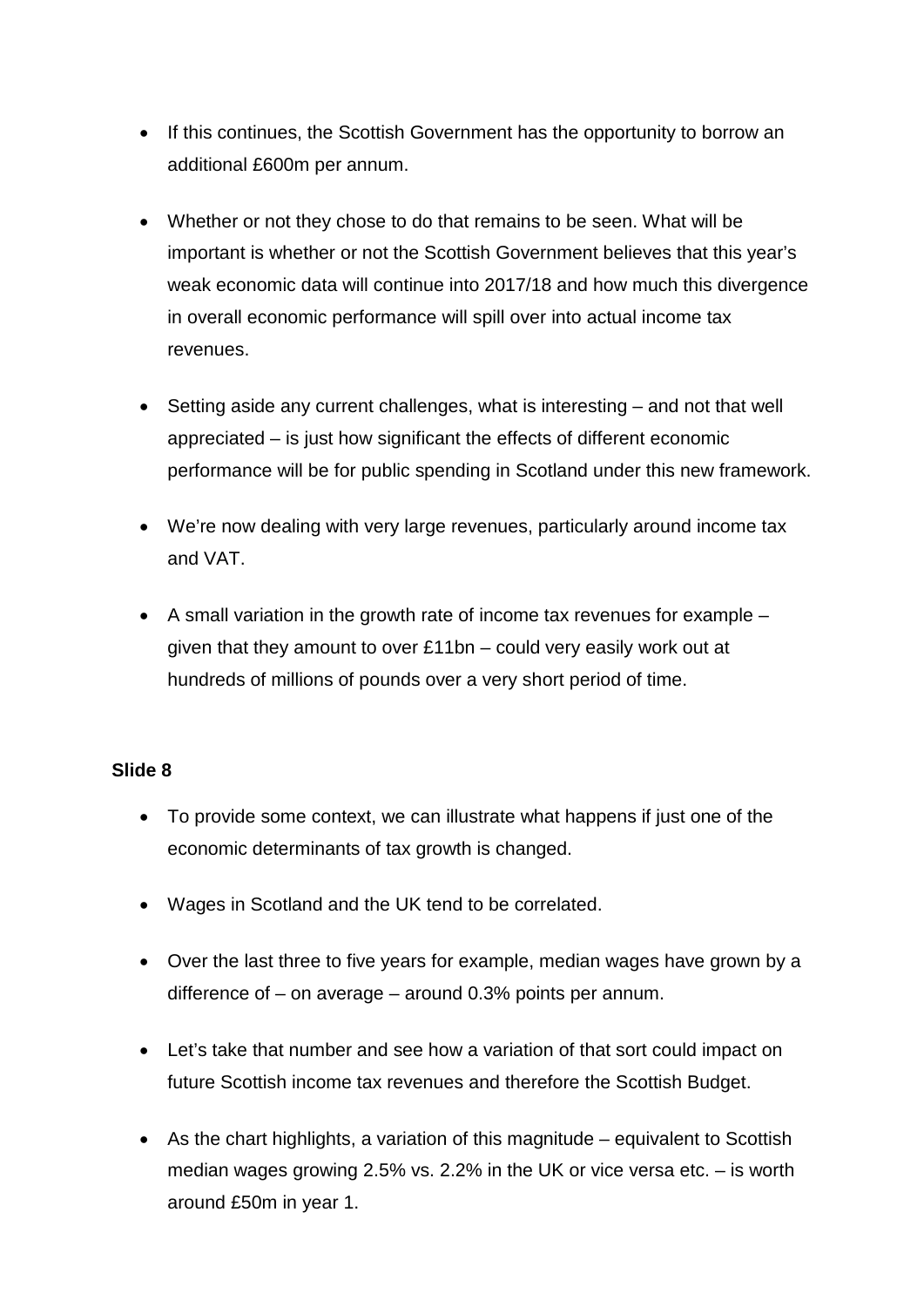- If this continues, the Scottish Government has the opportunity to borrow an additional £600m per annum.
- Whether or not they chose to do that remains to be seen. What will be important is whether or not the Scottish Government believes that this year's weak economic data will continue into 2017/18 and how much this divergence in overall economic performance will spill over into actual income tax revenues.
- Setting aside any current challenges, what is interesting – and not that well appreciated – is just how significant the effects of different economic performance will be for public spending in Scotland under this new framework.
- We're now dealing with very large revenues, particularly around income tax and VAT.
- A small variation in the growth rate of income tax revenues for example – given that they amount to over £11bn – could very easily work out at hundreds of millions of pounds over a very short period of time.

**Slide 8**

- To provide some context, we can illustrate what happens if just one of the economic determinants of tax growth is changed.
- Wages in Scotland and the UK tend to be correlated.
- Over the last three to five years for example, median wages have grown by a difference of – on average – around 0.3% points per annum.
- Let's take that number and see how a variation of that sort could impact on future Scottish income tax revenues and therefore the Scottish Budget.
- As the chart highlights, a variation of this magnitude – equivalent to Scottish median wages growing 2.5% vs. 2.2% in the UK or vice versa etc. – is worth around £50m in year 1.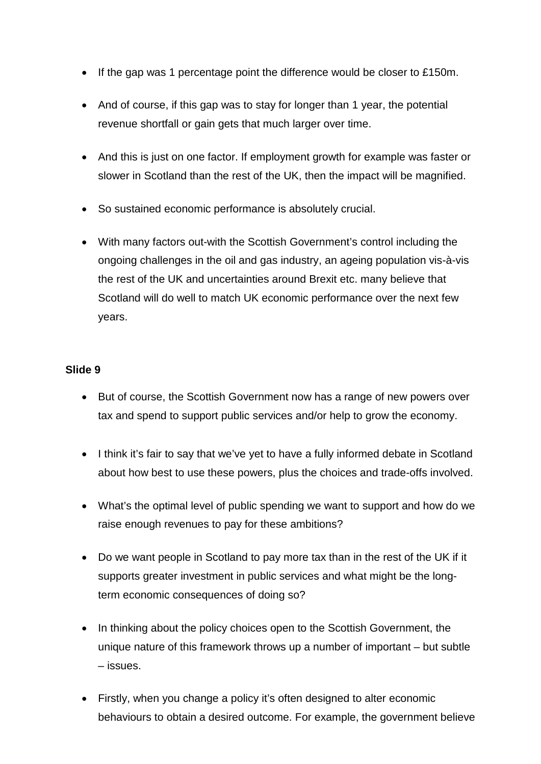- If the gap was 1 percentage point the difference would be closer to £150m.
- And of course, if this gap was to stay for longer than 1 year, the potential revenue shortfall or gain gets that much larger over time.
- And this is just on one factor. If employment growth for example was faster or slower in Scotland than the rest of the UK, then the impact will be magnified.
- So sustained economic performance is absolutely crucial.
- With many factors out-with the Scottish Government's control including the ongoing challenges in the oil and gas industry, an ageing population vis-à-vis the rest of the UK and uncertainties around Brexit etc. many believe that Scotland will do well to match UK economic performance over the next few years.

**Slide 9**

- But of course, the Scottish Government now has a range of new powers over tax and spend to support public services and/or help to grow the economy.
- I think it's fair to say that we've yet to have a fully informed debate in Scotland about how best to use these powers, plus the choices and trade-offs involved.
- What's the optimal level of public spending we want to support and how do we raise enough revenues to pay for these ambitions?
- Do we want people in Scotland to pay more tax than in the rest of the UK if it supports greater investment in public services and what might be the long-term economic consequences of doing so?
- In thinking about the policy choices open to the Scottish Government, the unique nature of this framework throws up a number of important – but subtle – issues.
- Firstly, when you change a policy it's often designed to alter economic behaviours to obtain a desired outcome. For example, the government believe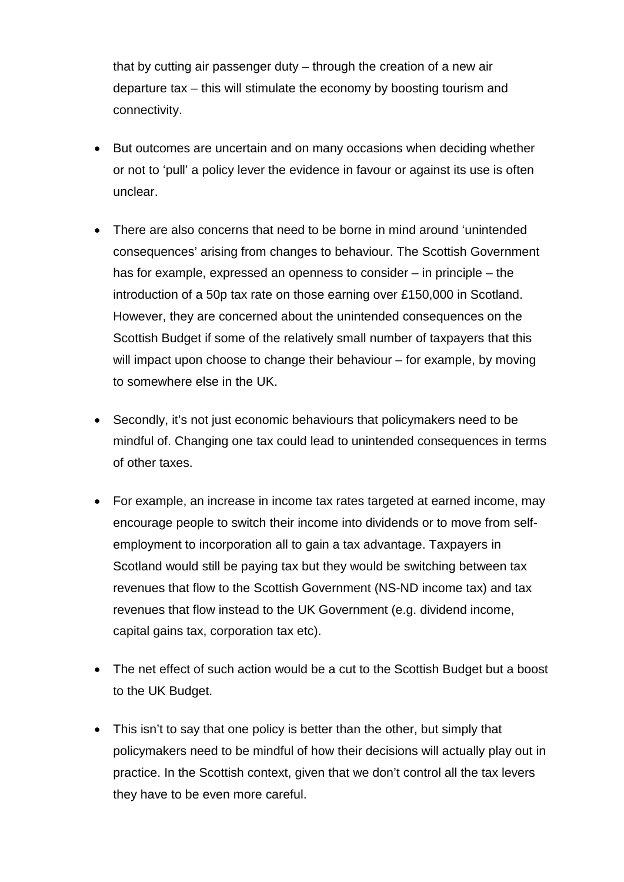that by cutting air passenger duty – through the creation of a new air departure tax – this will stimulate the economy by boosting tourism and connectivity.

- But outcomes are uncertain and on many occasions when deciding whether or not to 'pull' a policy lever the evidence in favour or against its use is often unclear.

- There are also concerns that need to be borne in mind around 'unintended consequences' arising from changes to behaviour. The Scottish Government has for example, expressed an openness to consider – in principle – the introduction of a 50p tax rate on those earning over £150,000 in Scotland. However, they are concerned about the unintended consequences on the Scottish Budget if some of the relatively small number of taxpayers that this will impact upon choose to change their behaviour – for example, by moving to somewhere else in the UK.

- Secondly, it's not just economic behaviours that policymakers need to be mindful of. Changing one tax could lead to unintended consequences in terms of other taxes.

- For example, an increase in income tax rates targeted at earned income, may encourage people to switch their income into dividends or to move from self-employment to incorporation all to gain a tax advantage. Taxpayers in Scotland would still be paying tax but they would be switching between tax revenues that flow to the Scottish Government (NS-ND income tax) and tax revenues that flow instead to the UK Government (e.g. dividend income, capital gains tax, corporation tax etc).

- The net effect of such action would be a cut to the Scottish Budget but a boost to the UK Budget.

- This isn't to say that one policy is better than the other, but simply that policymakers need to be mindful of how their decisions will actually play out in practice. In the Scottish context, given that we don't control all the tax levers they have to be even more careful.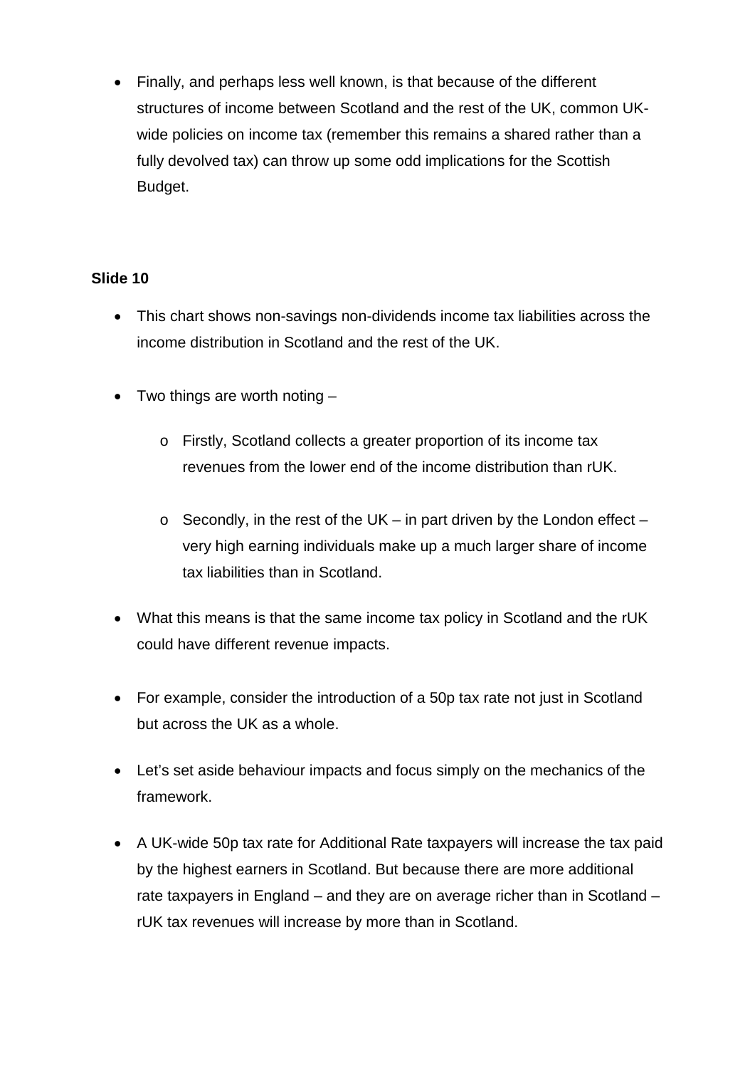- Finally, and perhaps less well known, is that because of the different structures of income between Scotland and the rest of the UK, common UK-wide policies on income tax (remember this remains a shared rather than a fully devolved tax) can throw up some odd implications for the Scottish Budget.

**Slide 10**

- This chart shows non-savings non-dividends income tax liabilities across the income distribution in Scotland and the rest of the UK.
- Two things are worth noting –
    - Firstly, Scotland collects a greater proportion of its income tax revenues from the lower end of the income distribution than rUK.
    - Secondly, in the rest of the UK – in part driven by the London effect – very high earning individuals make up a much larger share of income tax liabilities than in Scotland.
- What this means is that the same income tax policy in Scotland and the rUK could have different revenue impacts.
- For example, consider the introduction of a 50p tax rate not just in Scotland but across the UK as a whole.
- Let's set aside behaviour impacts and focus simply on the mechanics of the framework.
- A UK-wide 50p tax rate for Additional Rate taxpayers will increase the tax paid by the highest earners in Scotland. But because there are more additional rate taxpayers in England – and they are on average richer than in Scotland – rUK tax revenues will increase by more than in Scotland.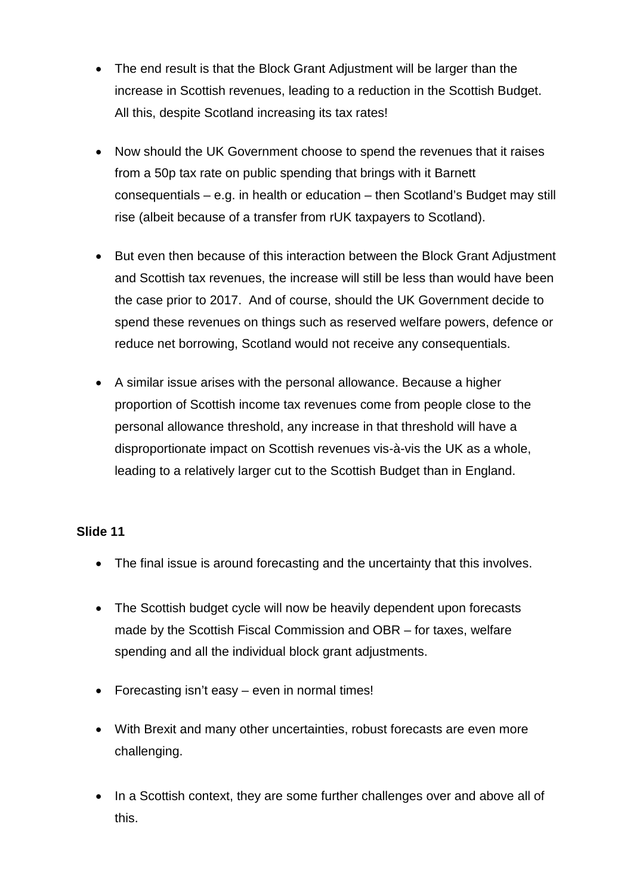- The end result is that the Block Grant Adjustment will be larger than the increase in Scottish revenues, leading to a reduction in the Scottish Budget. All this, despite Scotland increasing its tax rates!

- Now should the UK Government choose to spend the revenues that it raises from a 50p tax rate on public spending that brings with it Barnett consequentials – e.g. in health or education – then Scotland's Budget may still rise (albeit because of a transfer from rUK taxpayers to Scotland).

- But even then because of this interaction between the Block Grant Adjustment and Scottish tax revenues, the increase will still be less than would have been the case prior to 2017. And of course, should the UK Government decide to spend these revenues on things such as reserved welfare powers, defence or reduce net borrowing, Scotland would not receive any consequentials.

- A similar issue arises with the personal allowance. Because a higher proportion of Scottish income tax revenues come from people close to the personal allowance threshold, any increase in that threshold will have a disproportionate impact on Scottish revenues vis-à-vis the UK as a whole, leading to a relatively larger cut to the Scottish Budget than in England.

**Slide 11**

- The final issue is around forecasting and the uncertainty that this involves.

- The Scottish budget cycle will now be heavily dependent upon forecasts made by the Scottish Fiscal Commission and OBR – for taxes, welfare spending and all the individual block grant adjustments.

- Forecasting isn't easy – even in normal times!

- With Brexit and many other uncertainties, robust forecasts are even more challenging.

- In a Scottish context, they are some further challenges over and above all of this.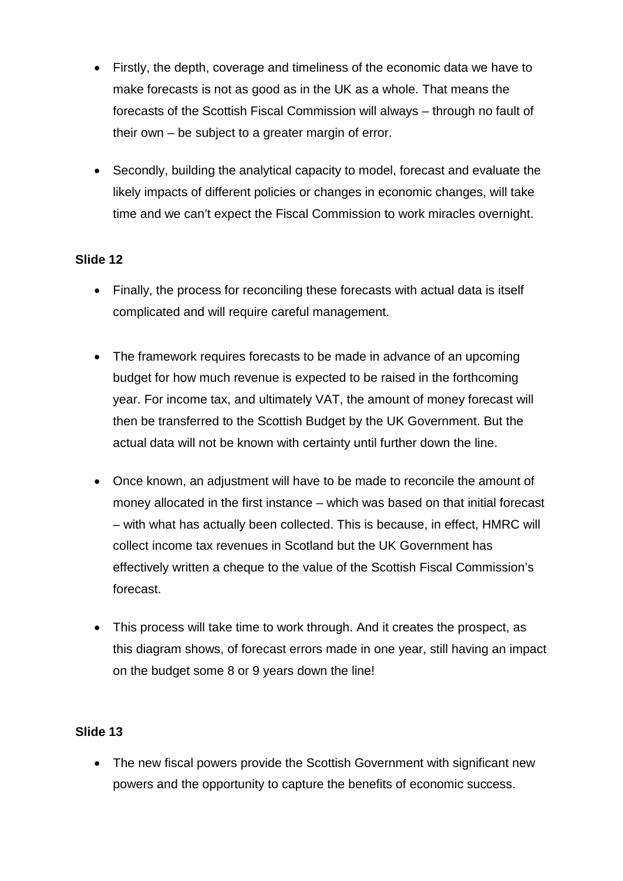- Firstly, the depth, coverage and timeliness of the economic data we have to make forecasts is not as good as in the UK as a whole. That means the forecasts of the Scottish Fiscal Commission will always – through no fault of their own – be subject to a greater margin of error.

- Secondly, building the analytical capacity to model, forecast and evaluate the likely impacts of different policies or changes in economic changes, will take time and we can't expect the Fiscal Commission to work miracles overnight.

**Slide 12**

- Finally, the process for reconciling these forecasts with actual data is itself complicated and will require careful management.

- The framework requires forecasts to be made in advance of an upcoming budget for how much revenue is expected to be raised in the forthcoming year. For income tax, and ultimately VAT, the amount of money forecast will then be transferred to the Scottish Budget by the UK Government. But the actual data will not be known with certainty until further down the line.

- Once known, an adjustment will have to be made to reconcile the amount of money allocated in the first instance – which was based on that initial forecast – with what has actually been collected. This is because, in effect, HMRC will collect income tax revenues in Scotland but the UK Government has effectively written a cheque to the value of the Scottish Fiscal Commission's forecast.

- This process will take time to work through. And it creates the prospect, as this diagram shows, of forecast errors made in one year, still having an impact on the budget some 8 or 9 years down the line!

**Slide 13**

- The new fiscal powers provide the Scottish Government with significant new powers and the opportunity to capture the benefits of economic success.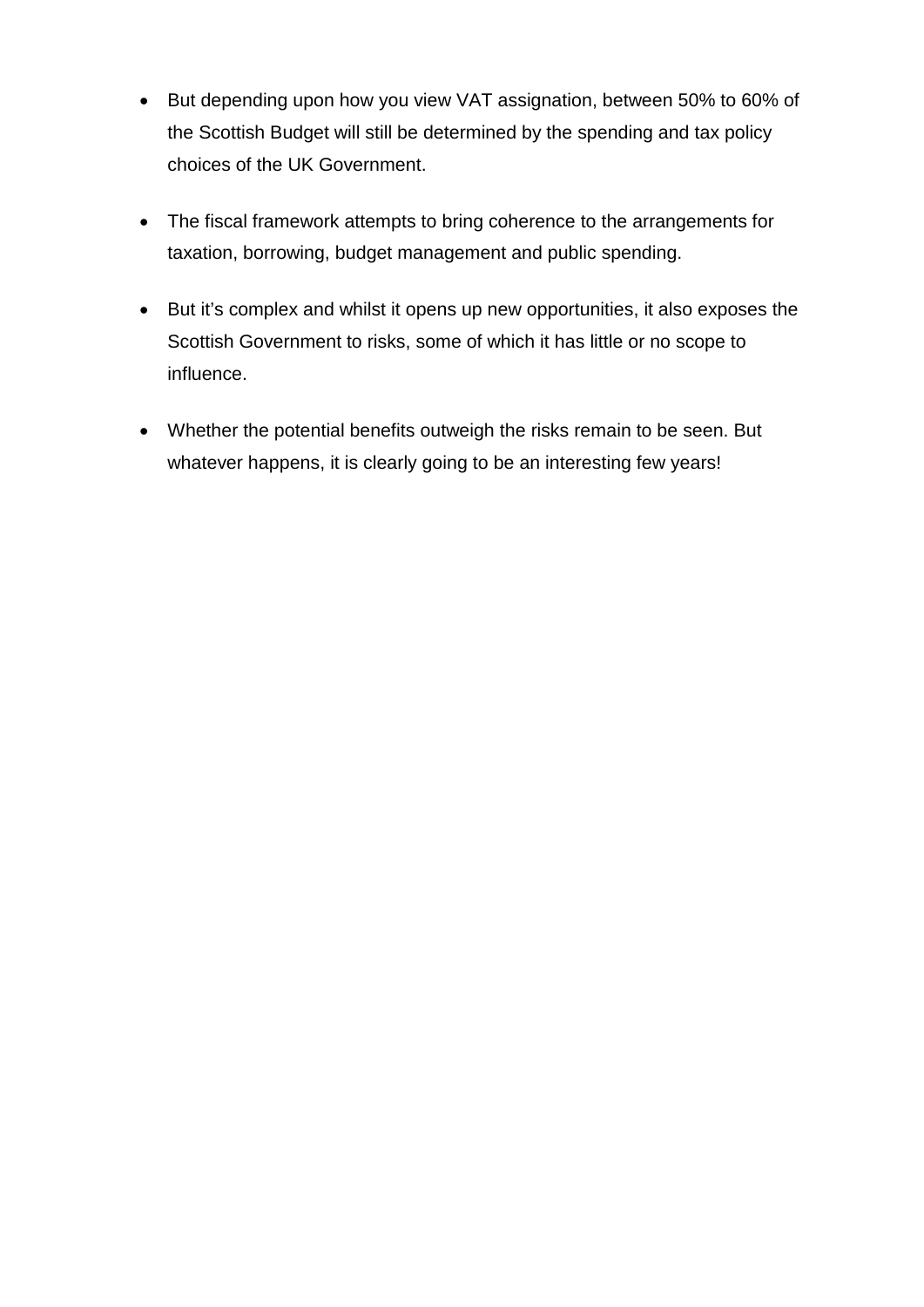- But depending upon how you view VAT assignation, between 50% to 60% of the Scottish Budget will still be determined by the spending and tax policy choices of the UK Government.

- The fiscal framework attempts to bring coherence to the arrangements for taxation, borrowing, budget management and public spending.

- But it's complex and whilst it opens up new opportunities, it also exposes the Scottish Government to risks, some of which it has little or no scope to influence.

- Whether the potential benefits outweigh the risks remain to be seen. But whatever happens, it is clearly going to be an interesting few years!